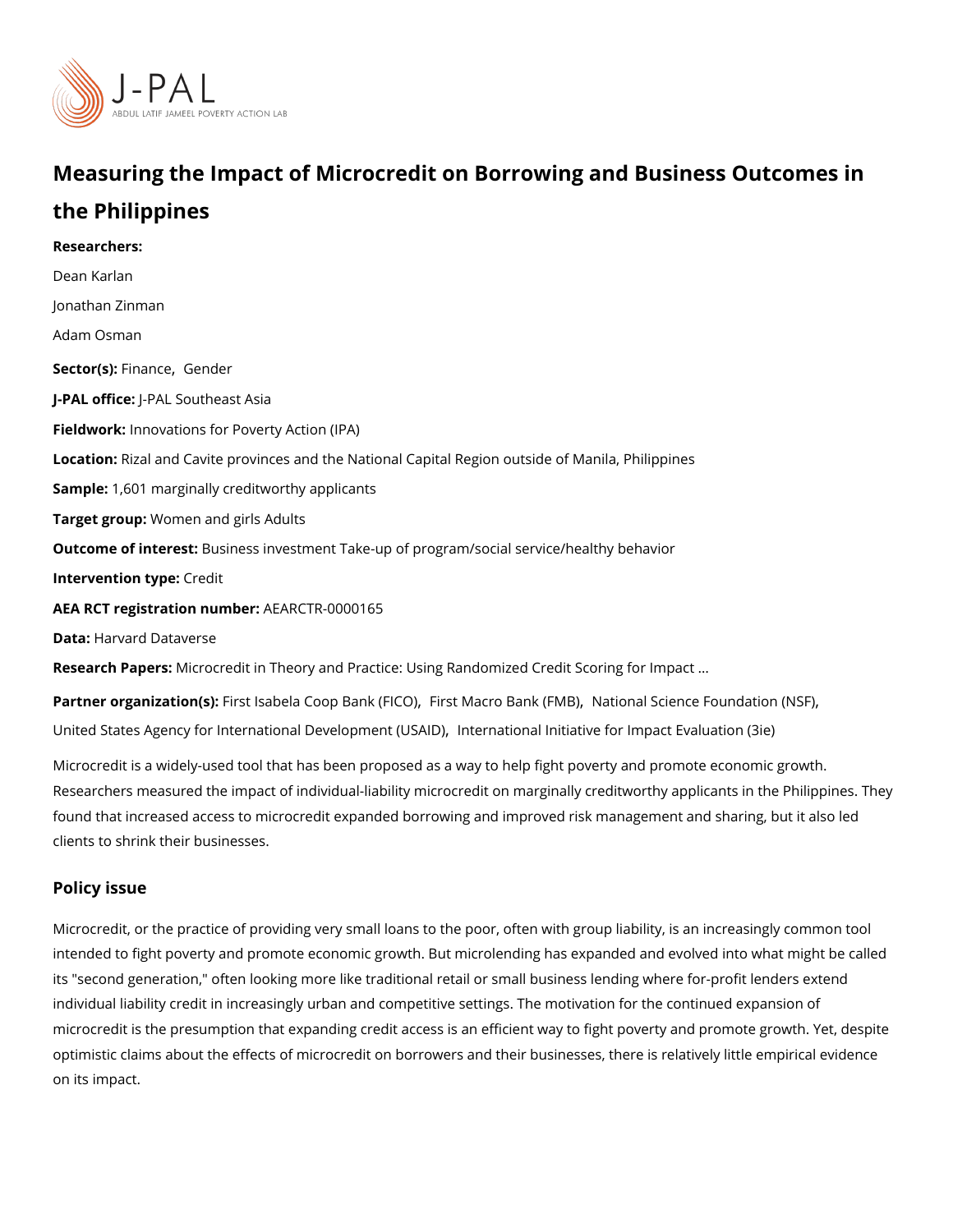# Measuring the Impact of Microcredit on Borrowing and Business Outcomes in the Philippines

**Researchers:**

Dean Karlan

Jonathan Zinman

Adam Osman

**Sector(s):** Finance, Gender

**J-PAL office:** J-PAL Southeast Asia

**Fieldwork:** Innovations for Poverty Action (IPA)

**Location:** Rizal and Cavite provinces and the National Capital Region outside of Manila, Philippines

**Sample:** 1,601 marginally creditworthy applicants

**Target group:** Women and girls Adults

**Outcome of interest:** Business investment Take-up of program/social service/healthy behavior

**Intervention type:** Credit

**AEA RCT registration number:** AEARCTR-0000165

**Data:** Harvard Dataverse

**Research Papers:** Microcredit in Theory and Practice: Using Randomized Credit Scoring for Impact ...

**Partner organization(s):** First Isabela Coop Bank (FICO), First Macro Bank (FMB), National Science Foundation (NSF), United States Agency for International Development (USAID), International Initiative for Impact Evaluation (3ie)

Microcredit is a widely-used tool that has been proposed as a way to help fight poverty and promote economic growth. Researchers measured the impact of individual-liability microcredit on marginally creditworthy applicants in the Philippines. They found that increased access to microcredit expanded borrowing and improved risk management and sharing, but it also led clients to shrink their businesses.

## Policy issue

Microcredit, or the practice of providing very small loans to the poor, often with group liability, is an increasingly common tool intended to fight poverty and promote economic growth. But microlending has expanded and evolved into what might be called its "second generation," often looking more like traditional retail or small business lending where for-profit lenders extend individual liability credit in increasingly urban and competitive settings. The motivation for the continued expansion of microcredit is the presumption that expanding credit access is an efficient way to fight poverty and promote growth. Yet, despite optimistic claims about the effects of microcredit on borrowers and their businesses, there is relatively little empirical evidence on its impact.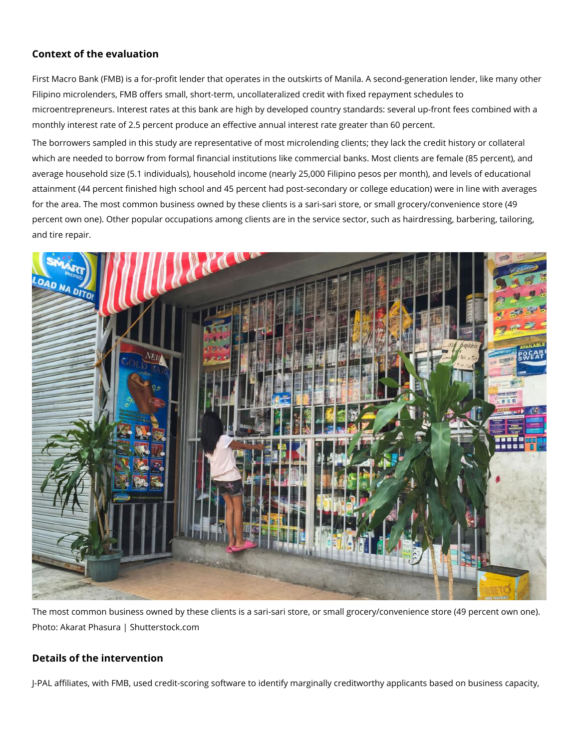## Context of the evaluation

First Macro Bank (FMB) is a for-profit lender that operates in the outskirts of Manila. A second-generation lender, like many other Filipino microlenders, FMB offers small, short-term, uncollateralized credit with fixed repayment schedules to microentrepreneurs. Interest rates at this bank are high by developed country standards: several up-front fees combined with a monthly interest rate of 2.5 percent produce an effective annual interest rate greater than 60 percent.

The borrowers sampled in this study are representative of most microlending clients; they lack the credit history or collateral which are needed to borrow from formal financial institutions like commercial banks. Most clients are female (85 percent), and average household size (5.1 individuals), household income (nearly 25,000 Filipino pesos per month), and levels of educational attainment (44 percent finished high school and 45 percent had post-secondary or college education) were in line with averages for the area. The most common business owned by these clients is a sari-sari store, or small grocery/convenience store (49 percent own one). Other popular occupations among clients are in the service sector, such as hairdressing, barbering, tailoring, and tire repair.

The most common business owned by these clients is a sari-sari store, or small grocery/convenience store (49 percent own one). Photo: Akarat Phasura | Shutterstock.com

## Details of the intervention

J-PAL affiliates, with FMB, used credit-scoring software to identify marginally creditworthy applicants based on business capacity,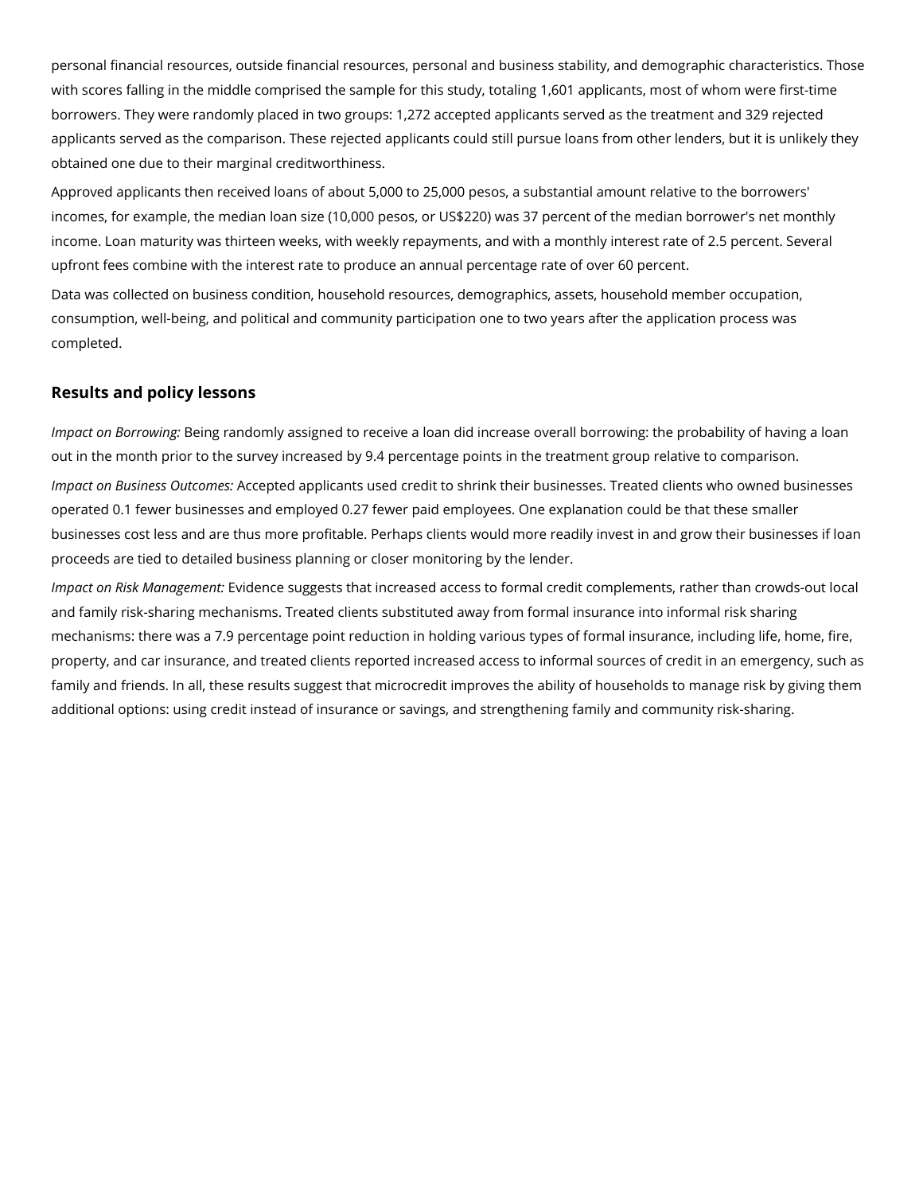personal financial resources, outside financial resources, personal and business stability, and demographic characteristics. Those with scores falling in the middle comprised the sample for this study, totaling 1,601 applicants, most of whom were first-time borrowers. They were randomly placed in two groups: 1,272 accepted applicants served as the treatment and 329 rejected applicants served as the comparison. These rejected applicants could still pursue loans from other lenders, but it is unlikely they obtained one due to their marginal creditworthiness.

Approved applicants then received loans of about 5,000 to 25,000 pesos, a substantial amount relative to the borrowers' incomes, for example, the median loan size (10,000 pesos, or US$220) was 37 percent of the median borrower's net monthly income. Loan maturity was thirteen weeks, with weekly repayments, and with a monthly interest rate of 2.5 percent. Several upfront fees combine with the interest rate to produce an annual percentage rate of over 60 percent.

Data was collected on business condition, household resources, demographics, assets, household member occupation, consumption, well-being, and political and community participation one to two years after the application process was completed.

## Results and policy lessons

*Impact on Borrowing:* Being randomly assigned to receive a loan did increase overall borrowing: the probability of having a loan out in the month prior to the survey increased by 9.4 percentage points in the treatment group relative to comparison.

*Impact on Business Outcomes:* Accepted applicants used credit to shrink their businesses. Treated clients who owned businesses operated 0.1 fewer businesses and employed 0.27 fewer paid employees. One explanation could be that these smaller businesses cost less and are thus more profitable. Perhaps clients would more readily invest in and grow their businesses if loan proceeds are tied to detailed business planning or closer monitoring by the lender.

*Impact on Risk Management:* Evidence suggests that increased access to formal credit complements, rather than crowds-out local and family risk-sharing mechanisms. Treated clients substituted away from formal insurance into informal risk sharing mechanisms: there was a 7.9 percentage point reduction in holding various types of formal insurance, including life, home, fire, property, and car insurance, and treated clients reported increased access to informal sources of credit in an emergency, such as family and friends. In all, these results suggest that microcredit improves the ability of households to manage risk by giving them additional options: using credit instead of insurance or savings, and strengthening family and community risk-sharing.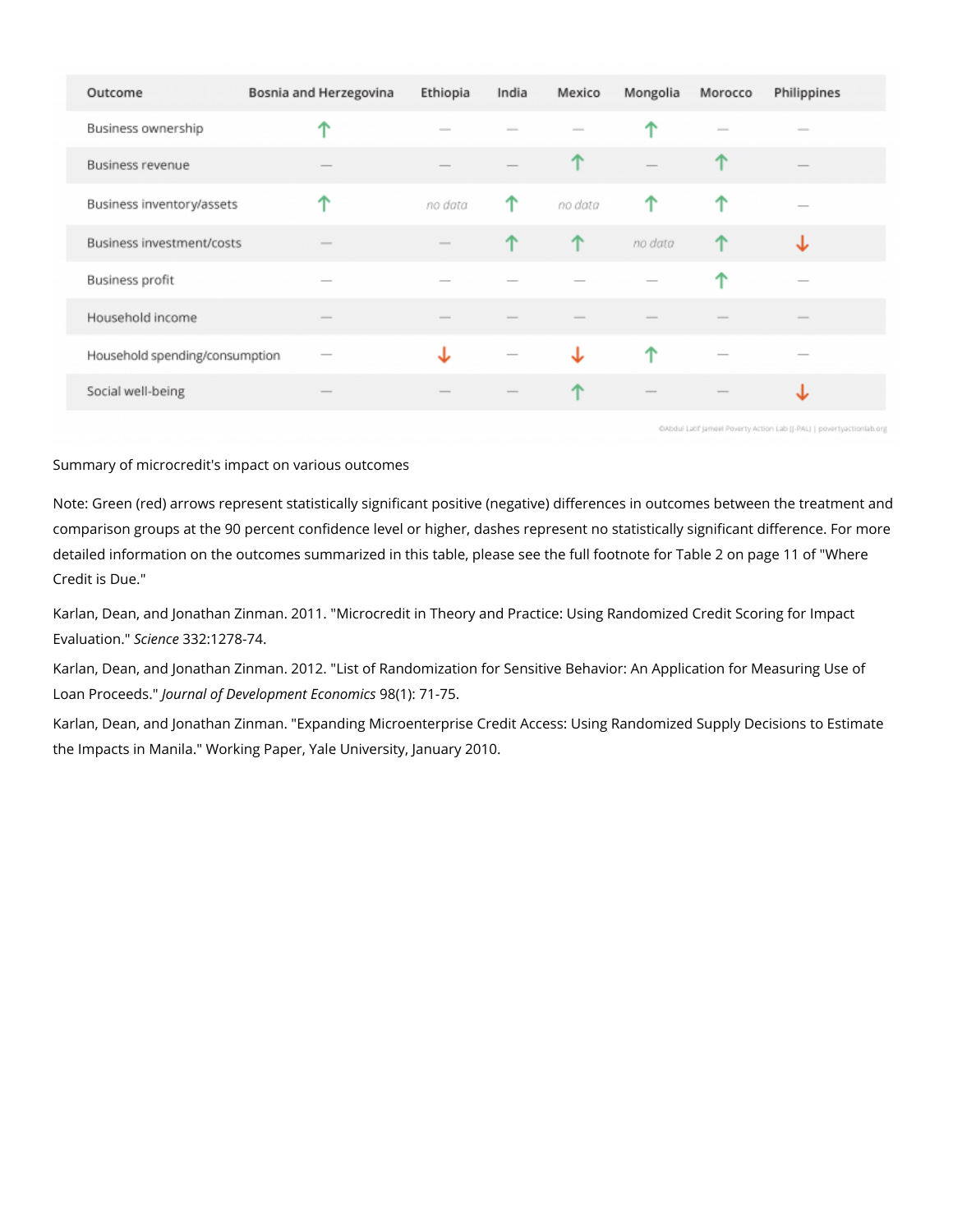| Outcome | Bosnia and Herzegovina | Ethiopia | India | Mexico | Mongolia | Morocco | Philippines |
|---|---|---|---|---|---|---|---|
| Business ownership | ↑ | — | — | — | ↑ | — | — |
| Business revenue | — | — | — | ↑ | — | ↑ | — |
| Business inventory/assets | ↑ | *no data* | ↑ | *no data* | ↑ | ↑ | — |
| Business investment/costs | — | — | ↑ | ↑ | *no data* | ↑ | ↓ |
| Business profit | — | — | — | — | — | ↑ | — |
| Household income | — | — | — | — | — | — | — |
| Household spending/consumption | — | ↓ | — | ↓ | ↑ | — | — |
| Social well-being | — | — | — | ↑ | — | — | ↓ |

©Abdul Latif Jameel Poverty Action Lab (J-PAL) | povertyactionlab.org

Summary of microcredit's impact on various outcomes

Note: Green (red) arrows represent statistically significant positive (negative) differences in outcomes between the treatment and comparison groups at the 90 percent confidence level or higher, dashes represent no statistically significant difference. For more detailed information on the outcomes summarized in this table, please see the full footnote for Table 2 on page 11 of "Where Credit is Due."

Karlan, Dean, and Jonathan Zinman. 2011. "Microcredit in Theory and Practice: Using Randomized Credit Scoring for Impact Evaluation." *Science* 332:1278-74.

Karlan, Dean, and Jonathan Zinman. 2012. "List of Randomization for Sensitive Behavior: An Application for Measuring Use of Loan Proceeds." *Journal of Development Economics* 98(1): 71-75.

Karlan, Dean, and Jonathan Zinman. "Expanding Microenterprise Credit Access: Using Randomized Supply Decisions to Estimate the Impacts in Manila." Working Paper, Yale University, January 2010.